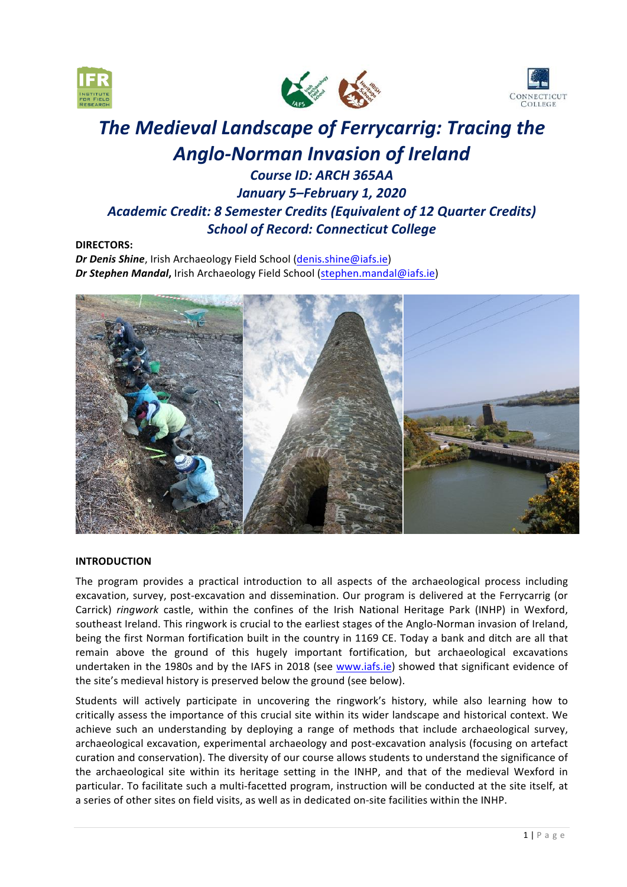# The Medieval Landscape of Ferrycarrig: Tracing the Anglo-Norman Invasion of Ireland

### *Course ID: ARCH 365AA*

### *January 5–February 1, 2020*

### *Academic Credit: 8 Semester Credits (Equivalent of 12 Quarter Credits)*

### *School of Record: Connecticut College*

**DIRECTORS:**

***Dr Denis Shine***, Irish Archaeology Field School (denis.shine@iafs.ie)
***Dr Stephen Mandal***, Irish Archaeology Field School (stephen.mandal@iafs.ie)

## INTRODUCTION

The program provides a practical introduction to all aspects of the archaeological process including excavation, survey, post-excavation and dissemination. Our program is delivered at the Ferrycarrig (or Carrick) *ringwork* castle, within the confines of the Irish National Heritage Park (INHP) in Wexford, southeast Ireland. This ringwork is crucial to the earliest stages of the Anglo-Norman invasion of Ireland, being the first Norman fortification built in the country in 1169 CE. Today a bank and ditch are all that remain above the ground of this hugely important fortification, but archaeological excavations undertaken in the 1980s and by the IAFS in 2018 (see www.iafs.ie) showed that significant evidence of the site's medieval history is preserved below the ground (see below).

Students will actively participate in uncovering the ringwork's history, while also learning how to critically assess the importance of this crucial site within its wider landscape and historical context. We achieve such an understanding by deploying a range of methods that include archaeological survey, archaeological excavation, experimental archaeology and post-excavation analysis (focusing on artefact curation and conservation). The diversity of our course allows students to understand the significance of the archaeological site within its heritage setting in the INHP, and that of the medieval Wexford in particular. To facilitate such a multi-facetted program, instruction will be conducted at the site itself, at a series of other sites on field visits, as well as in dedicated on-site facilities within the INHP.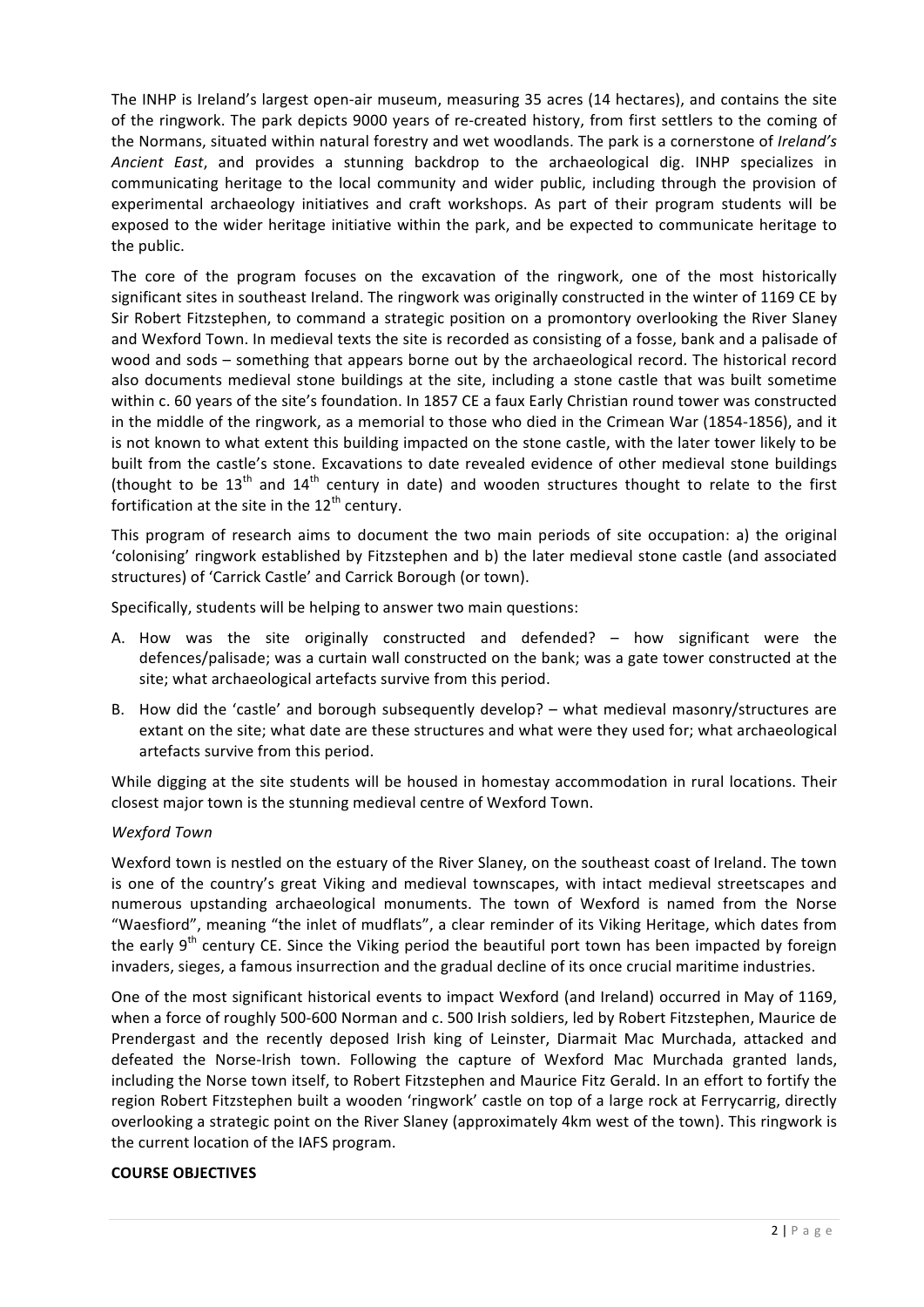The INHP is Ireland's largest open-air museum, measuring 35 acres (14 hectares), and contains the site of the ringwork. The park depicts 9000 years of re-created history, from first settlers to the coming of the Normans, situated within natural forestry and wet woodlands. The park is a cornerstone of *Ireland's Ancient East*, and provides a stunning backdrop to the archaeological dig. INHP specializes in communicating heritage to the local community and wider public, including through the provision of experimental archaeology initiatives and craft workshops. As part of their program students will be exposed to the wider heritage initiative within the park, and be expected to communicate heritage to the public.

The core of the program focuses on the excavation of the ringwork, one of the most historically significant sites in southeast Ireland. The ringwork was originally constructed in the winter of 1169 CE by Sir Robert Fitzstephen, to command a strategic position on a promontory overlooking the River Slaney and Wexford Town. In medieval texts the site is recorded as consisting of a fosse, bank and a palisade of wood and sods – something that appears borne out by the archaeological record. The historical record also documents medieval stone buildings at the site, including a stone castle that was built sometime within c. 60 years of the site's foundation. In 1857 CE a faux Early Christian round tower was constructed in the middle of the ringwork, as a memorial to those who died in the Crimean War (1854-1856), and it is not known to what extent this building impacted on the stone castle, with the later tower likely to be built from the castle's stone. Excavations to date revealed evidence of other medieval stone buildings (thought to be 13th and 14th century in date) and wooden structures thought to relate to the first fortification at the site in the 12th century.

This program of research aims to document the two main periods of site occupation: a) the original 'colonising' ringwork established by Fitzstephen and b) the later medieval stone castle (and associated structures) of 'Carrick Castle' and Carrick Borough (or town).

Specifically, students will be helping to answer two main questions:

A. How was the site originally constructed and defended? – how significant were the defences/palisade; was a curtain wall constructed on the bank; was a gate tower constructed at the site; what archaeological artefacts survive from this period.

B. How did the 'castle' and borough subsequently develop? – what medieval masonry/structures are extant on the site; what date are these structures and what were they used for; what archaeological artefacts survive from this period.

While digging at the site students will be housed in homestay accommodation in rural locations. Their closest major town is the stunning medieval centre of Wexford Town.

*Wexford Town*

Wexford town is nestled on the estuary of the River Slaney, on the southeast coast of Ireland. The town is one of the country's great Viking and medieval townscapes, with intact medieval streetscapes and numerous upstanding archaeological monuments. The town of Wexford is named from the Norse "Waesfiord", meaning "the inlet of mudflats", a clear reminder of its Viking Heritage, which dates from the early 9th century CE. Since the Viking period the beautiful port town has been impacted by foreign invaders, sieges, a famous insurrection and the gradual decline of its once crucial maritime industries.

One of the most significant historical events to impact Wexford (and Ireland) occurred in May of 1169, when a force of roughly 500-600 Norman and c. 500 Irish soldiers, led by Robert Fitzstephen, Maurice de Prendergast and the recently deposed Irish king of Leinster, Diarmait Mac Murchada, attacked and defeated the Norse-Irish town. Following the capture of Wexford Mac Murchada granted lands, including the Norse town itself, to Robert Fitzstephen and Maurice Fitz Gerald. In an effort to fortify the region Robert Fitzstephen built a wooden 'ringwork' castle on top of a large rock at Ferrycarrig, directly overlooking a strategic point on the River Slaney (approximately 4km west of the town). This ringwork is the current location of the IAFS program.

**COURSE OBJECTIVES**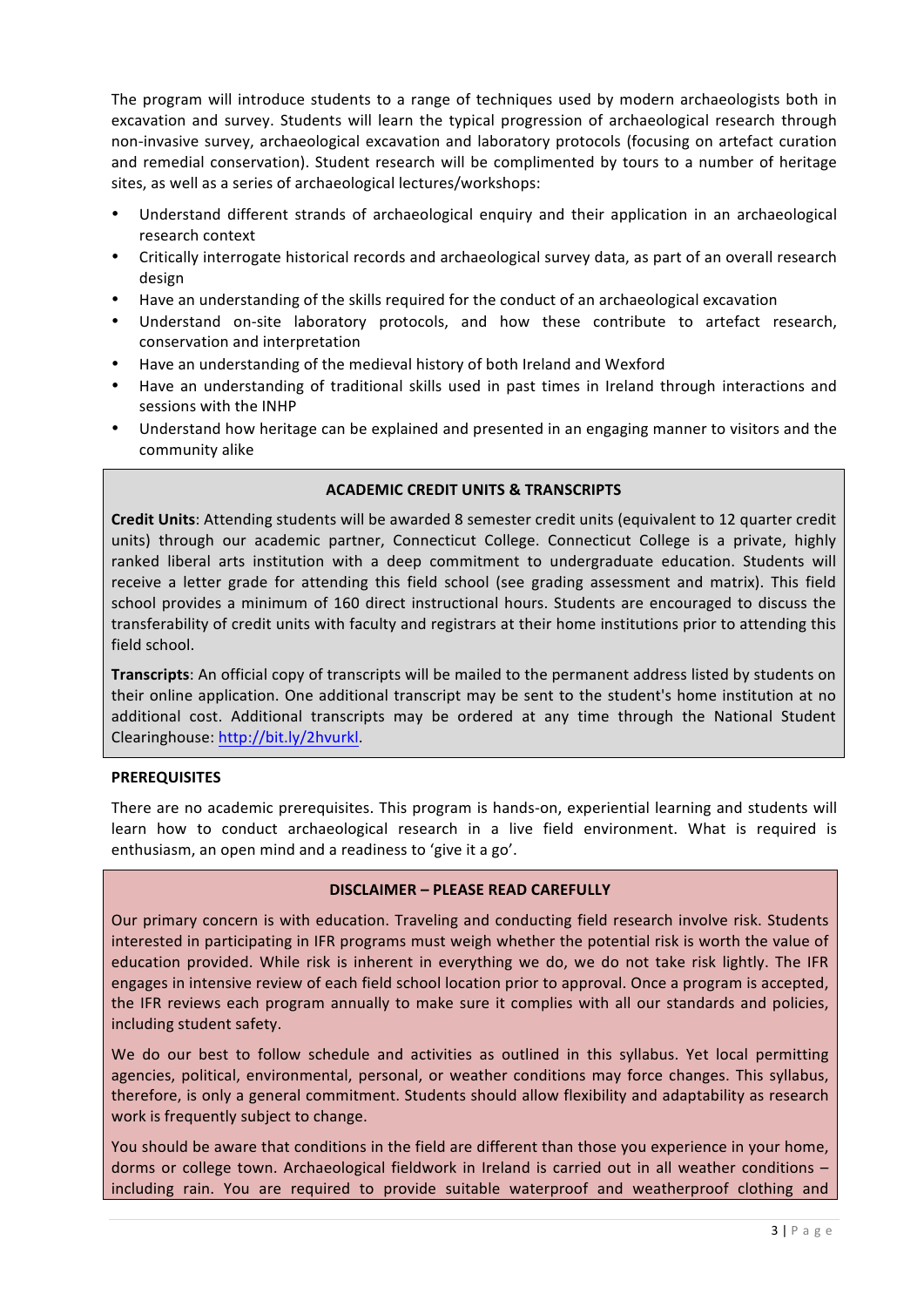The program will introduce students to a range of techniques used by modern archaeologists both in excavation and survey. Students will learn the typical progression of archaeological research through non-invasive survey, archaeological excavation and laboratory protocols (focusing on artefact curation and remedial conservation). Student research will be complimented by tours to a number of heritage sites, as well as a series of archaeological lectures/workshops:

- Understand different strands of archaeological enquiry and their application in an archaeological research context
- Critically interrogate historical records and archaeological survey data, as part of an overall research design
- Have an understanding of the skills required for the conduct of an archaeological excavation
- Understand on-site laboratory protocols, and how these contribute to artefact research, conservation and interpretation
- Have an understanding of the medieval history of both Ireland and Wexford
- Have an understanding of traditional skills used in past times in Ireland through interactions and sessions with the INHP
- Understand how heritage can be explained and presented in an engaging manner to visitors and the community alike

## ACADEMIC CREDIT UNITS & TRANSCRIPTS

**Credit Units**: Attending students will be awarded 8 semester credit units (equivalent to 12 quarter credit units) through our academic partner, Connecticut College. Connecticut College is a private, highly ranked liberal arts institution with a deep commitment to undergraduate education. Students will receive a letter grade for attending this field school (see grading assessment and matrix). This field school provides a minimum of 160 direct instructional hours. Students are encouraged to discuss the transferability of credit units with faculty and registrars at their home institutions prior to attending this field school.

**Transcripts**: An official copy of transcripts will be mailed to the permanent address listed by students on their online application. One additional transcript may be sent to the student's home institution at no additional cost. Additional transcripts may be ordered at any time through the National Student Clearinghouse: http://bit.ly/2hvurkl.

## PREREQUISITES

There are no academic prerequisites. This program is hands-on, experiential learning and students will learn how to conduct archaeological research in a live field environment. What is required is enthusiasm, an open mind and a readiness to 'give it a go'.

## DISCLAIMER – PLEASE READ CAREFULLY

Our primary concern is with education. Traveling and conducting field research involve risk. Students interested in participating in IFR programs must weigh whether the potential risk is worth the value of education provided. While risk is inherent in everything we do, we do not take risk lightly. The IFR engages in intensive review of each field school location prior to approval. Once a program is accepted, the IFR reviews each program annually to make sure it complies with all our standards and policies, including student safety.

We do our best to follow schedule and activities as outlined in this syllabus. Yet local permitting agencies, political, environmental, personal, or weather conditions may force changes. This syllabus, therefore, is only a general commitment. Students should allow flexibility and adaptability as research work is frequently subject to change.

You should be aware that conditions in the field are different than those you experience in your home, dorms or college town. Archaeological fieldwork in Ireland is carried out in all weather conditions – including rain. You are required to provide suitable waterproof and weatherproof clothing and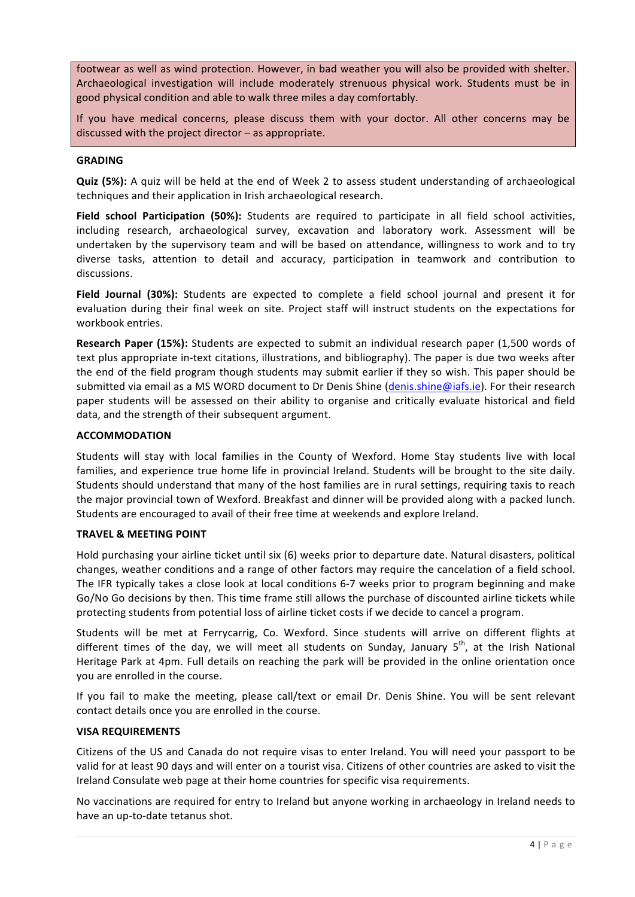footwear as well as wind protection. However, in bad weather you will also be provided with shelter. Archaeological investigation will include moderately strenuous physical work. Students must be in good physical condition and able to walk three miles a day comfortably.

If you have medical concerns, please discuss them with your doctor. All other concerns may be discussed with the project director – as appropriate.

## GRADING

**Quiz (5%):** A quiz will be held at the end of Week 2 to assess student understanding of archaeological techniques and their application in Irish archaeological research.

**Field school Participation (50%):** Students are required to participate in all field school activities, including research, archaeological survey, excavation and laboratory work. Assessment will be undertaken by the supervisory team and will be based on attendance, willingness to work and to try diverse tasks, attention to detail and accuracy, participation in teamwork and contribution to discussions.

**Field Journal (30%):** Students are expected to complete a field school journal and present it for evaluation during their final week on site. Project staff will instruct students on the expectations for workbook entries.

**Research Paper (15%):** Students are expected to submit an individual research paper (1,500 words of text plus appropriate in-text citations, illustrations, and bibliography). The paper is due two weeks after the end of the field program though students may submit earlier if they so wish. This paper should be submitted via email as a MS WORD document to Dr Denis Shine (denis.shine@iafs.ie). For their research paper students will be assessed on their ability to organise and critically evaluate historical and field data, and the strength of their subsequent argument.

## ACCOMMODATION

Students will stay with local families in the County of Wexford. Home Stay students live with local families, and experience true home life in provincial Ireland. Students will be brought to the site daily. Students should understand that many of the host families are in rural settings, requiring taxis to reach the major provincial town of Wexford. Breakfast and dinner will be provided along with a packed lunch. Students are encouraged to avail of their free time at weekends and explore Ireland.

## TRAVEL & MEETING POINT

Hold purchasing your airline ticket until six (6) weeks prior to departure date. Natural disasters, political changes, weather conditions and a range of other factors may require the cancelation of a field school. The IFR typically takes a close look at local conditions 6-7 weeks prior to program beginning and make Go/No Go decisions by then. This time frame still allows the purchase of discounted airline tickets while protecting students from potential loss of airline ticket costs if we decide to cancel a program.

Students will be met at Ferrycarrig, Co. Wexford. Since students will arrive on different flights at different times of the day, we will meet all students on Sunday, January 5th, at the Irish National Heritage Park at 4pm. Full details on reaching the park will be provided in the online orientation once you are enrolled in the course.

If you fail to make the meeting, please call/text or email Dr. Denis Shine. You will be sent relevant contact details once you are enrolled in the course.

## VISA REQUIREMENTS

Citizens of the US and Canada do not require visas to enter Ireland. You will need your passport to be valid for at least 90 days and will enter on a tourist visa. Citizens of other countries are asked to visit the Ireland Consulate web page at their home countries for specific visa requirements.

No vaccinations are required for entry to Ireland but anyone working in archaeology in Ireland needs to have an up-to-date tetanus shot.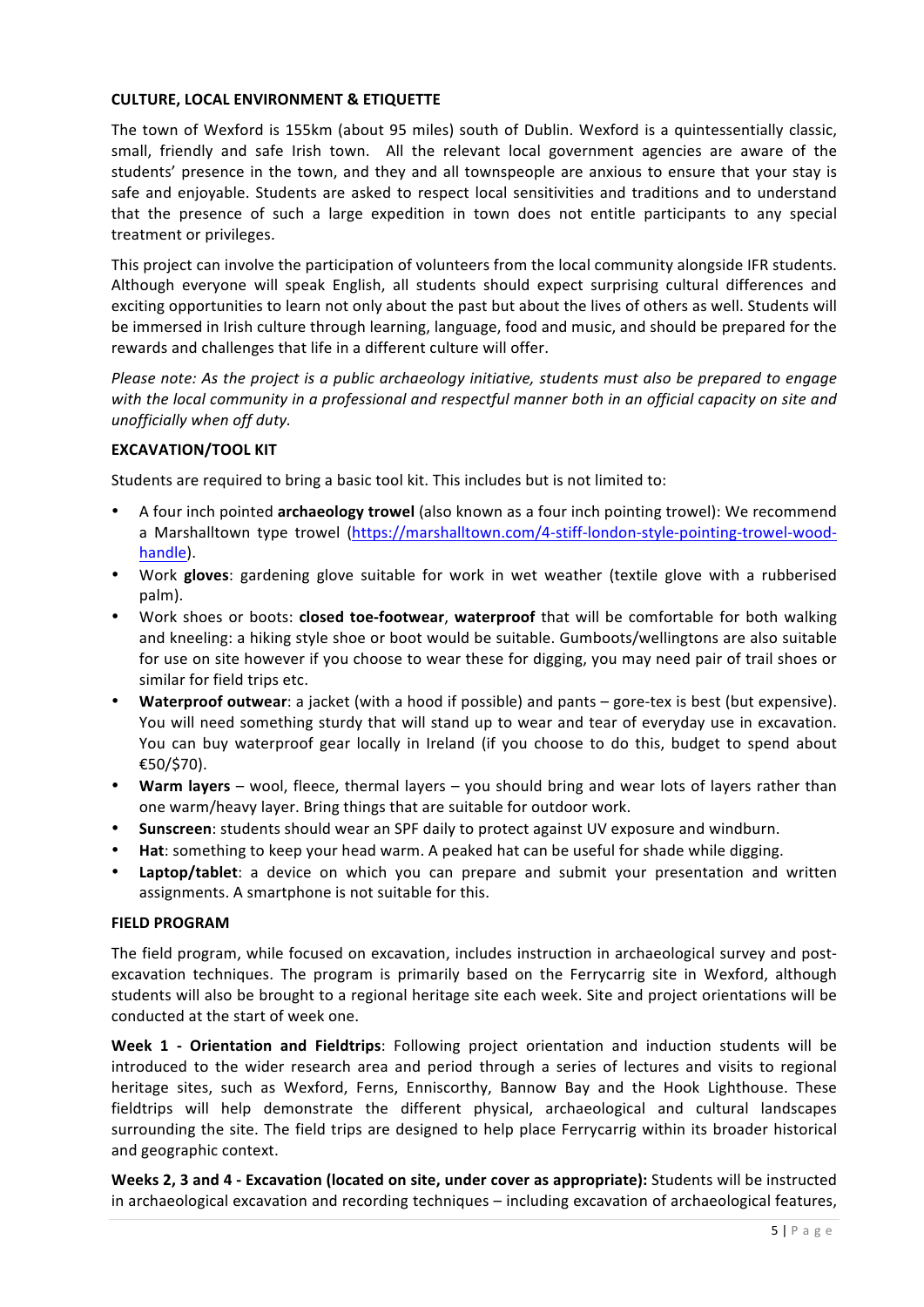**CULTURE, LOCAL ENVIRONMENT & ETIQUETTE**

The town of Wexford is 155km (about 95 miles) south of Dublin. Wexford is a quintessentially classic, small, friendly and safe Irish town. All the relevant local government agencies are aware of the students' presence in the town, and they and all townspeople are anxious to ensure that your stay is safe and enjoyable. Students are asked to respect local sensitivities and traditions and to understand that the presence of such a large expedition in town does not entitle participants to any special treatment or privileges.

This project can involve the participation of volunteers from the local community alongside IFR students. Although everyone will speak English, all students should expect surprising cultural differences and exciting opportunities to learn not only about the past but about the lives of others as well. Students will be immersed in Irish culture through learning, language, food and music, and should be prepared for the rewards and challenges that life in a different culture will offer.

*Please note: As the project is a public archaeology initiative, students must also be prepared to engage with the local community in a professional and respectful manner both in an official capacity on site and unofficially when off duty.*

**EXCAVATION/TOOL KIT**

Students are required to bring a basic tool kit. This includes but is not limited to:

- A four inch pointed **archaeology trowel** (also known as a four inch pointing trowel): We recommend a Marshalltown type trowel (https://marshalltown.com/4-stiff-london-style-pointing-trowel-wood-handle).
- Work **gloves**: gardening glove suitable for work in wet weather (textile glove with a rubberised palm).
- Work shoes or boots: **closed toe-footwear**, **waterproof** that will be comfortable for both walking and kneeling: a hiking style shoe or boot would be suitable. Gumboots/wellingtons are also suitable for use on site however if you choose to wear these for digging, you may need pair of trail shoes or similar for field trips etc.
- **Waterproof outwear**: a jacket (with a hood if possible) and pants – gore-tex is best (but expensive). You will need something sturdy that will stand up to wear and tear of everyday use in excavation. You can buy waterproof gear locally in Ireland (if you choose to do this, budget to spend about €50/$70).
- **Warm layers** – wool, fleece, thermal layers – you should bring and wear lots of layers rather than one warm/heavy layer. Bring things that are suitable for outdoor work.
- **Sunscreen**: students should wear an SPF daily to protect against UV exposure and windburn.
- **Hat**: something to keep your head warm. A peaked hat can be useful for shade while digging.
- **Laptop/tablet**: a device on which you can prepare and submit your presentation and written assignments. A smartphone is not suitable for this.

**FIELD PROGRAM**

The field program, while focused on excavation, includes instruction in archaeological survey and post-excavation techniques. The program is primarily based on the Ferrycarrig site in Wexford, although students will also be brought to a regional heritage site each week. Site and project orientations will be conducted at the start of week one.

**Week 1 - Orientation and Fieldtrips**: Following project orientation and induction students will be introduced to the wider research area and period through a series of lectures and visits to regional heritage sites, such as Wexford, Ferns, Enniscorthy, Bannow Bay and the Hook Lighthouse. These fieldtrips will help demonstrate the different physical, archaeological and cultural landscapes surrounding the site. The field trips are designed to help place Ferrycarrig within its broader historical and geographic context.

**Weeks 2, 3 and 4 - Excavation (located on site, under cover as appropriate):** Students will be instructed in archaeological excavation and recording techniques – including excavation of archaeological features,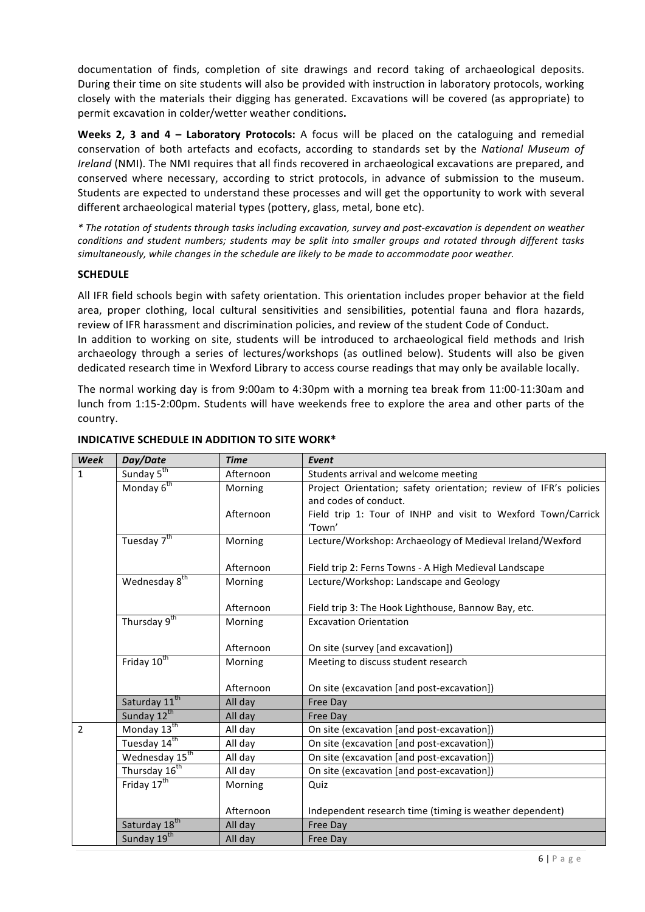documentation of finds, completion of site drawings and record taking of archaeological deposits. During their time on site students will also be provided with instruction in laboratory protocols, working closely with the materials their digging has generated. Excavations will be covered (as appropriate) to permit excavation in colder/wetter weather conditions**.**

**Weeks 2, 3 and 4 – Laboratory Protocols:** A focus will be placed on the cataloguing and remedial conservation of both artefacts and ecofacts, according to standards set by the *National Museum of Ireland* (NMI). The NMI requires that all finds recovered in archaeological excavations are prepared, and conserved where necessary, according to strict protocols, in advance of submission to the museum. Students are expected to understand these processes and will get the opportunity to work with several different archaeological material types (pottery, glass, metal, bone etc).

*\* The rotation of students through tasks including excavation, survey and post-excavation is dependent on weather conditions and student numbers; students may be split into smaller groups and rotated through different tasks simultaneously, while changes in the schedule are likely to be made to accommodate poor weather.*

**SCHEDULE**

All IFR field schools begin with safety orientation. This orientation includes proper behavior at the field area, proper clothing, local cultural sensitivities and sensibilities, potential fauna and flora hazards, review of IFR harassment and discrimination policies, and review of the student Code of Conduct.
In addition to working on site, students will be introduced to archaeological field methods and Irish archaeology through a series of lectures/workshops (as outlined below). Students will also be given dedicated research time in Wexford Library to access course readings that may only be available locally.

The normal working day is from 9:00am to 4:30pm with a morning tea break from 11:00-11:30am and lunch from 1:15-2:00pm. Students will have weekends free to explore the area and other parts of the country.

**INDICATIVE SCHEDULE IN ADDITION TO SITE WORK\***

| *Week* | *Day/Date* | *Time* | *Event* |
|---|---|---|---|
| 1 | Sunday 5th | Afternoon | Students arrival and welcome meeting |
| | Monday 6th | Morning | Project Orientation; safety orientation; review of IFR's policies and codes of conduct. |
| | | Afternoon | Field trip 1: Tour of INHP and visit to Wexford Town/Carrick 'Town' |
| | Tuesday 7th | Morning | Lecture/Workshop: Archaeology of Medieval Ireland/Wexford |
| | | Afternoon | Field trip 2: Ferns Towns - A High Medieval Landscape |
| | Wednesday 8th | Morning | Lecture/Workshop: Landscape and Geology |
| | | Afternoon | Field trip 3: The Hook Lighthouse, Bannow Bay, etc. |
| | Thursday 9th | Morning | Excavation Orientation |
| | | Afternoon | On site (survey [and excavation]) |
| | Friday 10th | Morning | Meeting to discuss student research |
| | | Afternoon | On site (excavation [and post-excavation]) |
| | Saturday 11th | All day | Free Day |
| | Sunday 12th | All day | Free Day |
| 2 | Monday 13th | All day | On site (excavation [and post-excavation]) |
| | Tuesday 14th | All day | On site (excavation [and post-excavation]) |
| | Wednesday 15th | All day | On site (excavation [and post-excavation]) |
| | Thursday 16th | All day | On site (excavation [and post-excavation]) |
| | Friday 17th | Morning | Quiz |
| | | Afternoon | Independent research time (timing is weather dependent) |
| | Saturday 18th | All day | Free Day |
| | Sunday 19th | All day | Free Day |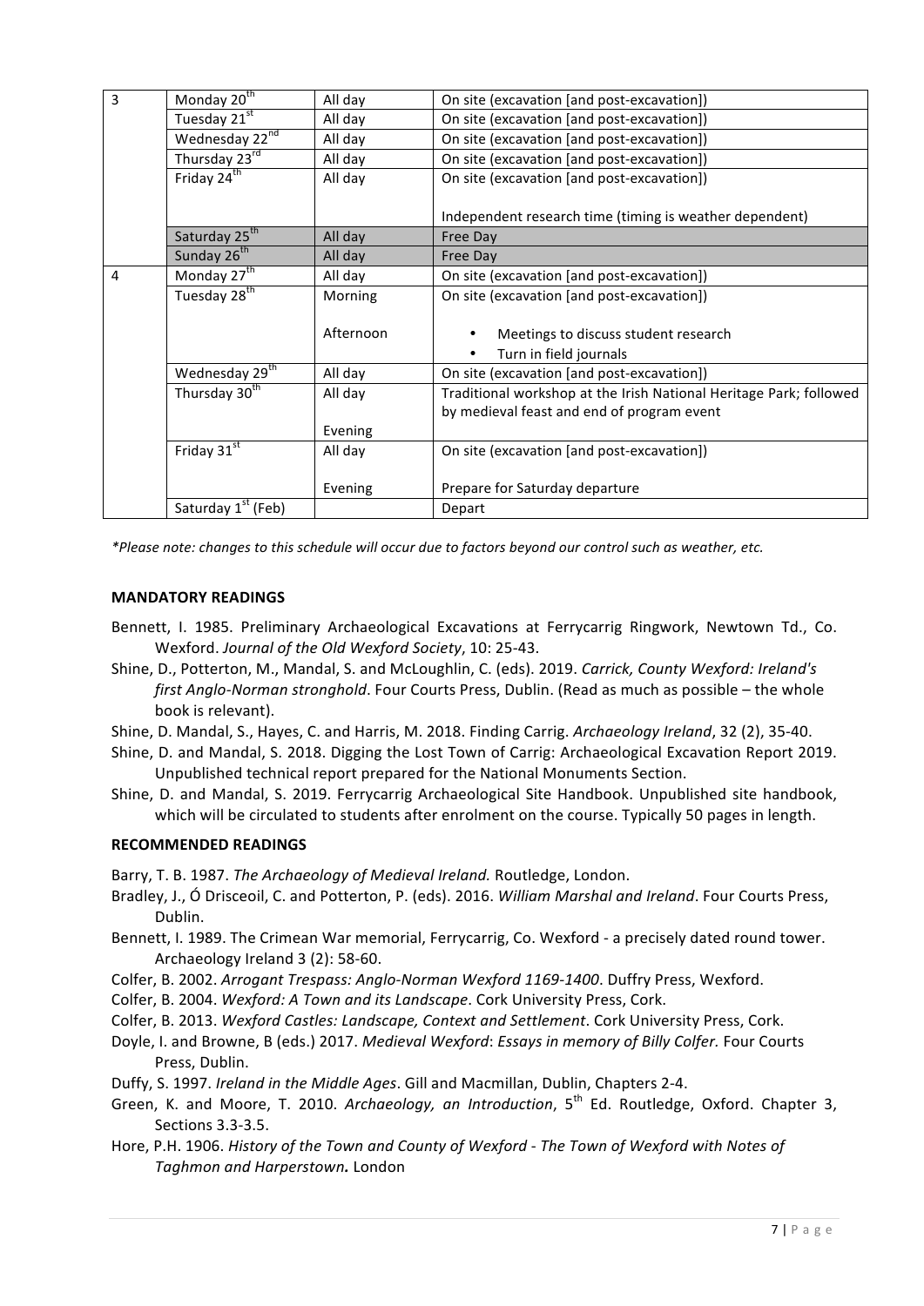| 3 | Monday 20th | All day | On site (excavation [and post-excavation]) |
|---|---|---|---|
| | Tuesday 21st | All day | On site (excavation [and post-excavation]) |
| | Wednesday 22nd | All day | On site (excavation [and post-excavation]) |
| | Thursday 23rd | All day | On site (excavation [and post-excavation]) |
| | Friday 24th | All day | On site (excavation [and post-excavation])<br><br>Independent research time (timing is weather dependent) |
| | Saturday 25th | All day | Free Day |
| | Sunday 26th | All day | Free Day |
| 4 | Monday 27th | All day | On site (excavation [and post-excavation]) |
| | Tuesday 28th | Morning<br><br>Afternoon | On site (excavation [and post-excavation])<br><br>• Meetings to discuss student research<br>• Turn in field journals |
| | Wednesday 29th | All day | On site (excavation [and post-excavation]) |
| | Thursday 30th | All day<br><br>Evening | Traditional workshop at the Irish National Heritage Park; followed by medieval feast and end of program event |
| | Friday 31st | All day<br><br>Evening | On site (excavation [and post-excavation])<br><br>Prepare for Saturday departure |
| | Saturday 1st (Feb) | | Depart |

*\*Please note: changes to this schedule will occur due to factors beyond our control such as weather, etc.*

**MANDATORY READINGS**

Bennett, I. 1985. Preliminary Archaeological Excavations at Ferrycarrig Ringwork, Newtown Td., Co. Wexford. *Journal of the Old Wexford Society*, 10: 25-43.

Shine, D., Potterton, M., Mandal, S. and McLoughlin, C. (eds). 2019. *Carrick, County Wexford: Ireland's first Anglo-Norman stronghold*. Four Courts Press, Dublin. (Read as much as possible – the whole book is relevant).

Shine, D. Mandal, S., Hayes, C. and Harris, M. 2018. Finding Carrig. *Archaeology Ireland*, 32 (2), 35-40.

Shine, D. and Mandal, S. 2018. Digging the Lost Town of Carrig: Archaeological Excavation Report 2019. Unpublished technical report prepared for the National Monuments Section.

Shine, D. and Mandal, S. 2019. Ferrycarrig Archaeological Site Handbook. Unpublished site handbook, which will be circulated to students after enrolment on the course. Typically 50 pages in length.

**RECOMMENDED READINGS**

Barry, T. B. 1987. *The Archaeology of Medieval Ireland.* Routledge, London.

Bradley, J., Ó Drisceoil, C. and Potterton, P. (eds). 2016. *William Marshal and Ireland*. Four Courts Press, Dublin.

Bennett, I. 1989. The Crimean War memorial, Ferrycarrig, Co. Wexford - a precisely dated round tower. Archaeology Ireland 3 (2): 58-60.

Colfer, B. 2002. *Arrogant Trespass: Anglo-Norman Wexford 1169-1400*. Duffry Press, Wexford.

Colfer, B. 2004. *Wexford: A Town and its Landscape*. Cork University Press, Cork.

Colfer, B. 2013. *Wexford Castles: Landscape, Context and Settlement*. Cork University Press, Cork.

Doyle, I. and Browne, B (eds.) 2017. *Medieval Wexford*: *Essays in memory of Billy Colfer.* Four Courts Press, Dublin.

Duffy, S. 1997. *Ireland in the Middle Ages*. Gill and Macmillan, Dublin, Chapters 2-4.

Green, K. and Moore, T. 2010. *Archaeology, an Introduction*, 5th Ed. Routledge, Oxford. Chapter 3, Sections 3.3-3.5.

Hore, P.H. 1906. *History of the Town and County of Wexford - The Town of Wexford with Notes of Taghmon and Harperstown.* London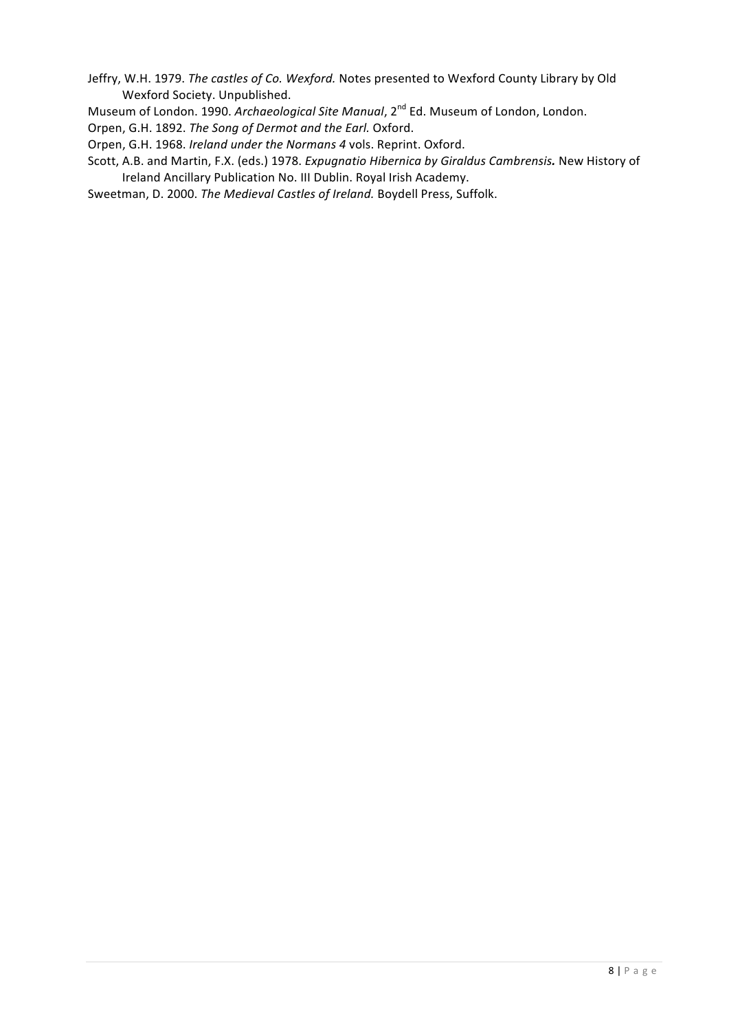Jeffry, W.H. 1979. *The castles of Co. Wexford.* Notes presented to Wexford County Library by Old Wexford Society. Unpublished.

Museum of London. 1990. *Archaeological Site Manual*, 2nd Ed. Museum of London, London.

Orpen, G.H. 1892. *The Song of Dermot and the Earl.* Oxford.

Orpen, G.H. 1968. *Ireland under the Normans 4* vols. Reprint. Oxford.

Scott, A.B. and Martin, F.X. (eds.) 1978. *Expugnatio Hibernica by Giraldus Cambrensis.* New History of Ireland Ancillary Publication No. III Dublin. Royal Irish Academy.

Sweetman, D. 2000. *The Medieval Castles of Ireland.* Boydell Press, Suffolk.